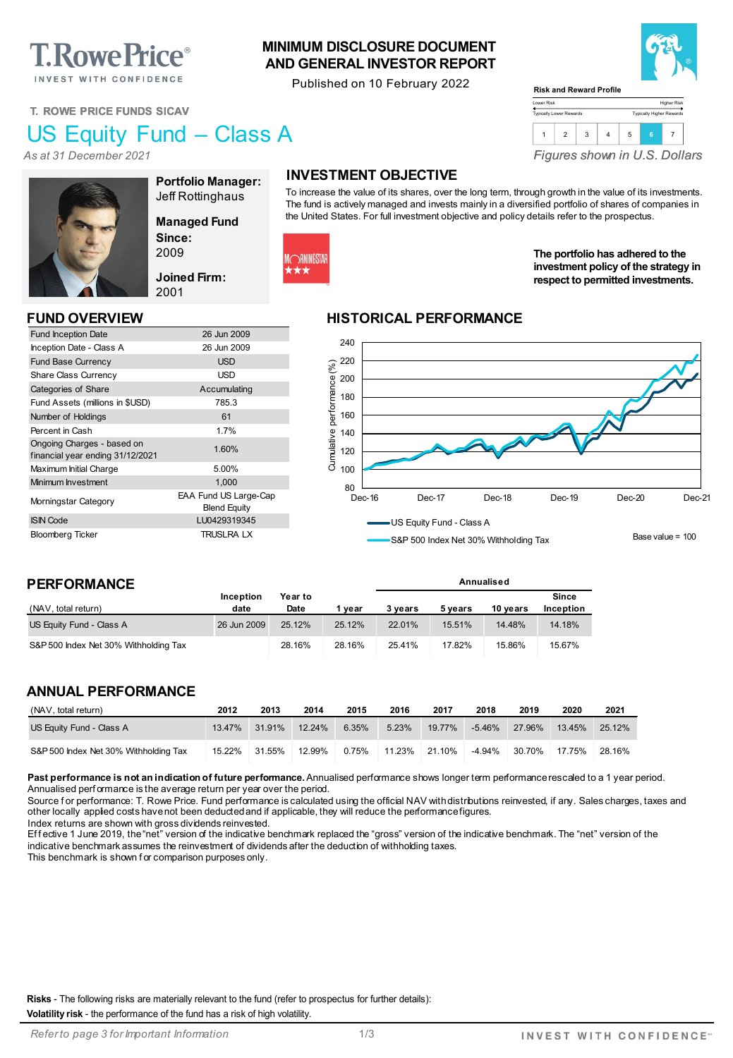T.RowePrice®
INVEST WITH CONFIDENCE

# MINIMUM DISCLOSURE DOCUMENT AND GENERAL INVESTOR REPORT

Published on 10 February 2022

**Risk and Reward Profile**

Lower Risk — Higher Risk
Typically Lower Rewards — Typically Higher Rewards

1 2 3 4 5 **6** 7

T. ROWE PRICE FUNDS SICAV

# US Equity Fund – Class A

*As at 31 December 2021*

*Figures shown in U.S. Dollars*

**Portfolio Manager:**
Jeff Rottinghaus

**Managed Fund Since:**
2009

**Joined Firm:**
2001

## INVESTMENT OBJECTIVE

To increase the value of its shares, over the long term, through growth in the value of its investments. The fund is actively managed and invests mainly in a diversified portfolio of shares of companies in the United States. For full investment objective and policy details refer to the prospectus.

MORNINGSTAR ★★★

**The portfolio has adhered to the investment policy of the strategy in respect to permitted investments.**

## FUND OVERVIEW

| | |
|---|---|
| Fund Inception Date | 26 Jun 2009 |
| Inception Date - Class A | 26 Jun 2009 |
| Fund Base Currency | USD |
| Share Class Currency | USD |
| Categories of Share | Accumulating |
| Fund Assets (millions in $USD) | 785.3 |
| Number of Holdings | 61 |
| Percent in Cash | 1.7% |
| Ongoing Charges - based on financial year ending 31/12/2021 | 1.60% |
| Maximum Initial Charge | 5.00% |
| Minimum Investment | 1,000 |
| Morningstar Category | EAA Fund US Large-Cap Blend Equity |
| ISIN Code | LU0429319345 |
| Bloomberg Ticker | TRUSLRA LX |

## HISTORICAL PERFORMANCE

Cumulative performance (%)

240
220
200
180
160
140
120
100
80

Dec-16 Dec-17 Dec-18 Dec-19 Dec-20 Dec-21

US Equity Fund - Class A
S&P 500 Index Net 30% Withholding Tax

Base value = 100

## PERFORMANCE

| (NAV, total return) | Inception date | Year to Date | 1 year | Annualised 3 years | 5 years | 10 years | Since Inception |
|---|---|---|---|---|---|---|---|
| US Equity Fund - Class A | 26 Jun 2009 | 25.12% | 25.12% | 22.01% | 15.51% | 14.48% | 14.18% |
| S&P 500 Index Net 30% Withholding Tax | | 28.16% | 28.16% | 25.41% | 17.82% | 15.86% | 15.67% |

## ANNUAL PERFORMANCE

| (NAV, total return) | 2012 | 2013 | 2014 | 2015 | 2016 | 2017 | 2018 | 2019 | 2020 | 2021 |
|---|---|---|---|---|---|---|---|---|---|---|
| US Equity Fund - Class A | 13.47% | 31.91% | 12.24% | 6.35% | 5.23% | 19.77% | -5.46% | 27.96% | 13.45% | 25.12% |
| S&P 500 Index Net 30% Withholding Tax | 15.22% | 31.55% | 12.99% | 0.75% | 11.23% | 21.10% | -4.94% | 30.70% | 17.75% | 28.16% |

**Past performance is not an indication of future performance.** Annualised performance shows longer term performance rescaled to a 1 year period. Annualised performance is the average return per year over the period.
Source for performance: T. Rowe Price. Fund performance is calculated using the official NAV with distributions reinvested, if any. Sales charges, taxes and other locally applied costs have not been deducted and if applicable, they will reduce the performance figures.
Index returns are shown with gross dividends reinvested.
Effective 1 June 2019, the "net" version of the indicative benchmark replaced the "gross" version of the indicative benchmark. The "net" version of the indicative benchmark assumes the reinvestment of dividends after the deduction of withholding taxes.
This benchmark is shown for comparison purposes only.

**Risks** - The following risks are materially relevant to the fund (refer to prospectus for further details):
**Volatility risk** - the performance of the fund has a risk of high volatility.

*Refer to page 3 for Important Information*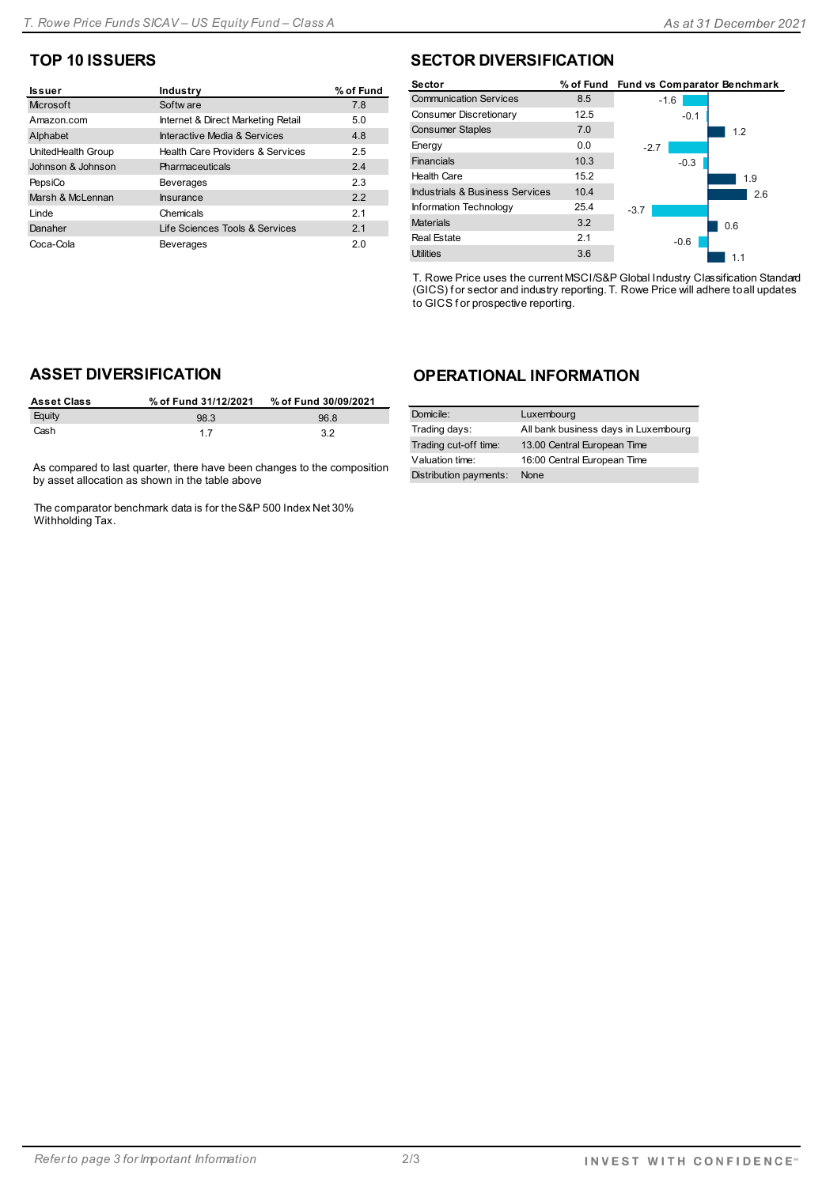## TOP 10 ISSUERS

| Issuer | Industry | % of Fund |
|---|---|---|
| Microsoft | Software | 7.8 |
| Amazon.com | Internet & Direct Marketing Retail | 5.0 |
| Alphabet | Interactive Media & Services | 4.8 |
| UnitedHealth Group | Health Care Providers & Services | 2.5 |
| Johnson & Johnson | Pharmaceuticals | 2.4 |
| PepsiCo | Beverages | 2.3 |
| Marsh & McLennan | Insurance | 2.2 |
| Linde | Chemicals | 2.1 |
| Danaher | Life Sciences Tools & Services | 2.1 |
| Coca-Cola | Beverages | 2.0 |

## SECTOR DIVERSIFICATION

| Sector | % of Fund |
|---|---|
| Communication Services | 8.5 |
| Consumer Discretionary | 12.5 |
| Consumer Staples | 7.0 |
| Energy | 0.0 |
| Financials | 10.3 |
| Health Care | 15.2 |
| Industrials & Business Services | 10.4 |
| Information Technology | 25.4 |
| Materials | 3.2 |
| Real Estate | 2.1 |
| Utilities | 3.6 |

Fund vs Comparator Benchmark

-1.6
-0.1
1.2
-2.7
-0.3
1.9
2.6
-3.7
0.6
-0.6
1.1

T. Rowe Price uses the current MSCI/S&P Global Industry Classification Standard (GICS) for sector and industry reporting. T. Rowe Price will adhere to all updates to GICS for prospective reporting.

## ASSET DIVERSIFICATION

| Asset Class | % of Fund 31/12/2021 | % of Fund 30/09/2021 |
|---|---|---|
| Equity | 98.3 | 96.8 |
| Cash | 1.7 | 3.2 |

As compared to last quarter, there have been changes to the composition by asset allocation as shown in the table above

The comparator benchmark data is for the S&P 500 Index Net 30% Withholding Tax.

## OPERATIONAL INFORMATION

| | |
|---|---|
| Domicile: | Luxembourg |
| Trading days: | All bank business days in Luxembourg |
| Trading cut-off time: | 13.00 Central European Time |
| Valuation time: | 16:00 Central European Time |
| Distribution payments: | None |

*Refer to page 3 for Important Information*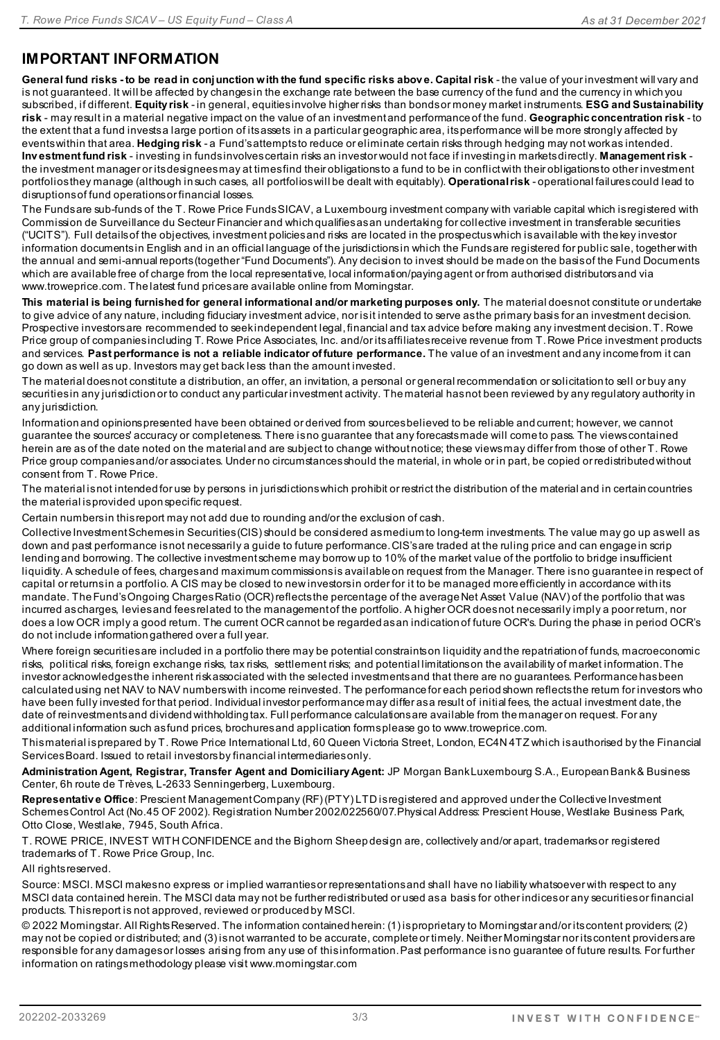## IMPORTANT INFORMATION

**General fund risks - to be read in conjunction with the fund specific risks above. Capital risk** - the value of your investment will vary and is not guaranteed. It will be affected by changes in the exchange rate between the base currency of the fund and the currency in which you subscribed, if different. **Equity risk** - in general, equities involve higher risks than bonds or money market instruments. **ESG and Sustainability risk** - may result in a material negative impact on the value of an investment and performance of the fund. **Geographic concentration risk** - to the extent that a fund invests a large portion of its assets in a particular geographic area, its performance will be more strongly affected by events within that area. **Hedging risk** - a Fund's attempts to reduce or eliminate certain risks through hedging may not work as intended. **Investment fund risk** - investing in funds involves certain risks an investor would not face if investing in markets directly. **Management risk** - the investment manager or its designees may at times find their obligations to a fund to be in conflict with their obligations to other investment portfolios they manage (although in such cases, all portfolios will be dealt with equitably). **Operational risk** - operational failures could lead to disruptions of fund operations or financial losses.

The Funds are sub-funds of the T. Rowe Price Funds SICAV, a Luxembourg investment company with variable capital which is registered with Commission de Surveillance du Secteur Financier and which qualifies as an undertaking for collective investment in transferable securities ("UCITS"). Full details of the objectives, investment policies and risks are located in the prospectus which is available with the key investor information documents in English and in an official language of the jurisdictions in which the Funds are registered for public sale, together with the annual and semi-annual reports (together "Fund Documents"). Any decision to invest should be made on the basis of the Fund Documents which are available free of charge from the local representative, local information/paying agent or from authorised distributors and via www.troweprice.com. The latest fund prices are available online from Morningstar.

**This material is being furnished for general informational and/or marketing purposes only.** The material does not constitute or undertake to give advice of any nature, including fiduciary investment advice, nor is it intended to serve as the primary basis for an investment decision. Prospective investors are recommended to seek independent legal, financial and tax advice before making any investment decision. T. Rowe Price group of companies including T. Rowe Price Associates, Inc. and/or its affiliates receive revenue from T. Rowe Price investment products and services. **Past performance is not a reliable indicator of future performance.** The value of an investment and any income from it can go down as well as up. Investors may get back less than the amount invested.

The material does not constitute a distribution, an offer, an invitation, a personal or general recommendation or solicitation to sell or buy any securities in any jurisdiction or to conduct any particular investment activity. The material has not been reviewed by any regulatory authority in any jurisdiction.

Information and opinions presented have been obtained or derived from sources believed to be reliable and current; however, we cannot guarantee the sources' accuracy or completeness. There is no guarantee that any forecasts made will come to pass. The views contained herein are as of the date noted on the material and are subject to change without notice; these views may differ from those of other T. Rowe Price group companies and/or associates. Under no circumstances should the material, in whole or in part, be copied or redistributed without consent from T. Rowe Price.

The material is not intended for use by persons in jurisdictions which prohibit or restrict the distribution of the material and in certain countries the material is provided upon specific request.

Certain numbers in this report may not add due to rounding and/or the exclusion of cash.

Collective Investment Schemes in Securities (CIS) should be considered as medium to long-term investments. The value may go up as well as down and past performance is not necessarily a guide to future performance. CIS's are traded at the ruling price and can engage in scrip lending and borrowing. The collective investment scheme may borrow up to 10% of the market value of the portfolio to bridge insufficient liquidity. A schedule of fees, charges and maximum commissions is available on request from the Manager. There is no guarantee in respect of capital or returns in a portfolio. A CIS may be closed to new investors in order for it to be managed more efficiently in accordance with its mandate. The Fund's Ongoing Charges Ratio (OCR) reflects the percentage of the average Net Asset Value (NAV) of the portfolio that was incurred as charges, levies and fees related to the management of the portfolio. A higher OCR does not necessarily imply a poor return, nor does a low OCR imply a good return. The current OCR cannot be regarded as an indication of future OCR's. During the phase in period OCR's do not include information gathered over a full year.

Where foreign securities are included in a portfolio there may be potential constraints on liquidity and the repatriation of funds, macroeconomic risks, political risks, foreign exchange risks, tax risks, settlement risks; and potential limitations on the availability of market information. The investor acknowledges the inherent risk associated with the selected investments and that there are no guarantees. Performance has been calculated using net NAV to NAV numbers with income reinvested. The performance for each period shown reflects the return for investors who have been fully invested for that period. Individual investor performance may differ as a result of initial fees, the actual investment date, the date of reinvestments and dividend withholding tax. Full performance calculations are available from the manager on request. For any additional information such as fund prices, brochures and application forms please go to www.troweprice.com.

This material is prepared by T. Rowe Price International Ltd, 60 Queen Victoria Street, London, EC4N 4TZ which is authorised by the Financial Services Board. Issued to retail investors by financial intermediaries only.

**Administration Agent, Registrar, Transfer Agent and Domiciliary Agent:** JP Morgan Bank Luxembourg S.A., European Bank & Business Center, 6h route de Trèves, L-2633 Senningerberg, Luxembourg.

**Representative Office**: Prescient Management Company (RF) (PTY) LTD is registered and approved under the Collective Investment Schemes Control Act (No.45 OF 2002). Registration Number 2002/022560/07.Physical Address: Prescient House, Westlake Business Park, Otto Close, Westlake, 7945, South Africa.

T. ROWE PRICE, INVEST WITH CONFIDENCE and the Bighorn Sheep design are, collectively and/or apart, trademarks or registered trademarks of T. Rowe Price Group, Inc.

All rights reserved.

Source: MSCI. MSCI makes no express or implied warranties or representations and shall have no liability whatsoever with respect to any MSCI data contained herein. The MSCI data may not be further redistributed or used as a basis for other indices or any securities or financial products. This report is not approved, reviewed or produced by MSCI.

© 2022 Morningstar. All Rights Reserved. The information contained herein: (1) is proprietary to Morningstar and/or its content providers; (2) may not be copied or distributed; and (3) is not warranted to be accurate, complete or timely. Neither Morningstar nor its content providers are responsible for any damages or losses arising from any use of this information. Past performance is no guarantee of future results. For further information on ratings methodology please visit www.morningstar.com

202202-2033269